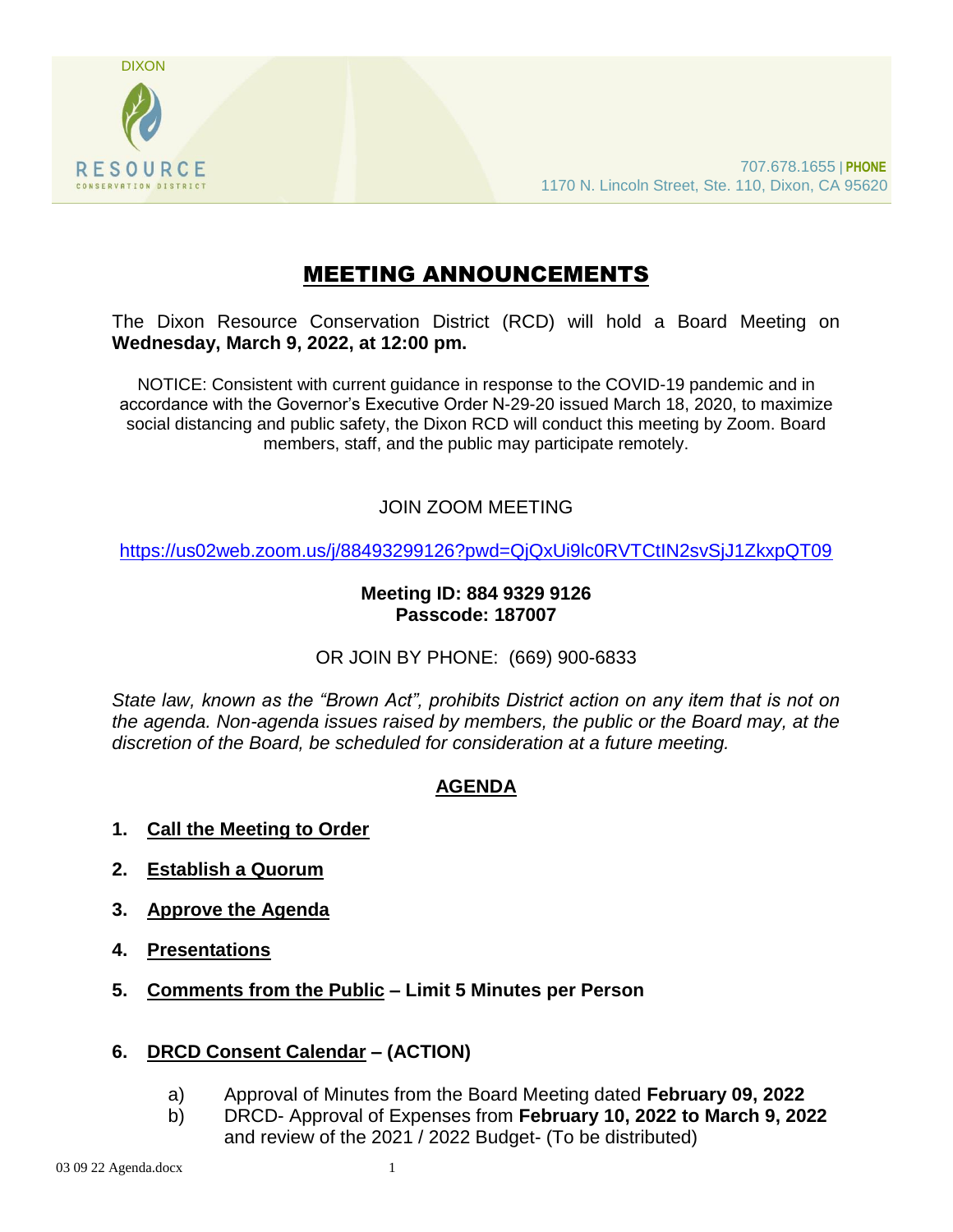DIXON

RESOURCE
CONSERVATION DISTRICT

707.678.1655 | **PHONE**
1170 N. Lincoln Street, Ste. 110, Dixon, CA 95620

# MEETING ANNOUNCEMENTS

The Dixon Resource Conservation District (RCD) will hold a Board Meeting on **Wednesday, March 9, 2022, at 12:00 pm.**

NOTICE: Consistent with current guidance in response to the COVID-19 pandemic and in accordance with the Governor's Executive Order N-29-20 issued March 18, 2020, to maximize social distancing and public safety, the Dixon RCD will conduct this meeting by Zoom. Board members, staff, and the public may participate remotely.

JOIN ZOOM MEETING

https://us02web.zoom.us/j/88493299126?pwd=QjQxUi9lc0RVTCtIN2svSjJ1ZkxpQT09

**Meeting ID: 884 9329 9126**
**Passcode: 187007**

OR JOIN BY PHONE: (669) 900-6833

*State law, known as the "Brown Act", prohibits District action on any item that is not on the agenda. Non-agenda issues raised by members, the public or the Board may, at the discretion of the Board, be scheduled for consideration at a future meeting.*

## AGENDA

1. **Call the Meeting to Order**
2. **Establish a Quorum**
3. **Approve the Agenda**
4. **Presentations**
5. **Comments from the Public – Limit 5 Minutes per Person**
6. **DRCD Consent Calendar – (ACTION)**
   a) Approval of Minutes from the Board Meeting dated **February 09, 2022**
   b) DRCD- Approval of Expenses from **February 10, 2022 to March 9, 2022** and review of the 2021 / 2022 Budget- (To be distributed)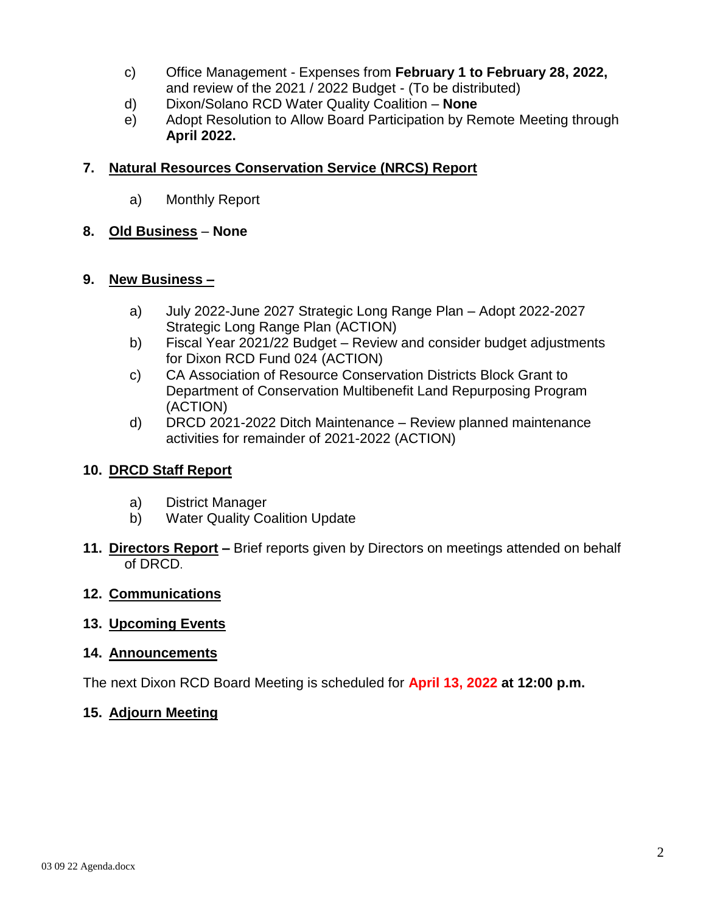c) Office Management - Expenses from **February 1 to February 28, 2022,** and review of the 2021 / 2022 Budget - (To be distributed)

d) Dixon/Solano RCD Water Quality Coalition – **None**

e) Adopt Resolution to Allow Board Participation by Remote Meeting through **April 2022.**

**7. Natural Resources Conservation Service (NRCS) Report**

a) Monthly Report

**8. Old Business – None**

**9. New Business –**

a) July 2022-June 2027 Strategic Long Range Plan – Adopt 2022-2027 Strategic Long Range Plan (ACTION)

b) Fiscal Year 2021/22 Budget – Review and consider budget adjustments for Dixon RCD Fund 024 (ACTION)

c) CA Association of Resource Conservation Districts Block Grant to Department of Conservation Multibenefit Land Repurposing Program (ACTION)

d) DRCD 2021-2022 Ditch Maintenance – Review planned maintenance activities for remainder of 2021-2022 (ACTION)

**10. DRCD Staff Report**

a) District Manager

b) Water Quality Coalition Update

**11. Directors Report –** Brief reports given by Directors on meetings attended on behalf of DRCD.

**12. Communications**

**13. Upcoming Events**

**14. Announcements**

The next Dixon RCD Board Meeting is scheduled for **April 13, 2022 at 12:00 p.m.**

**15. Adjourn Meeting**

03 09 22 Agenda.docx